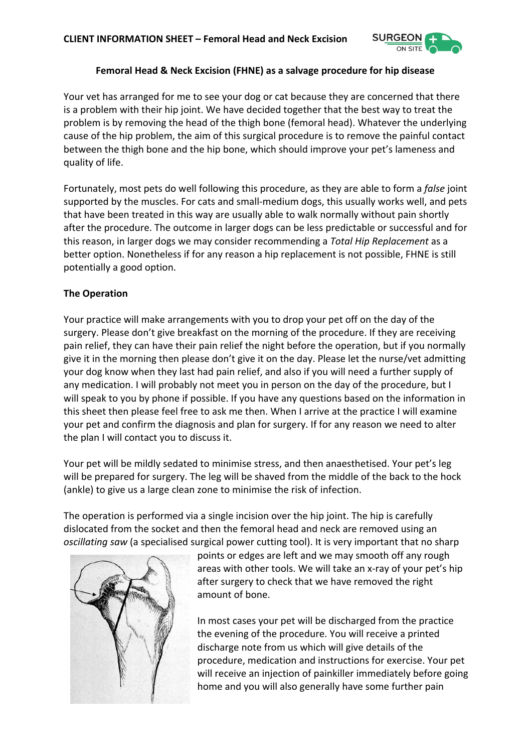**CLIENT INFORMATION SHEET – Femoral Head and Neck Excision**

**Femoral Head & Neck Excision (FHNE) as a salvage procedure for hip disease**

Your vet has arranged for me to see your dog or cat because they are concerned that there is a problem with their hip joint. We have decided together that the best way to treat the problem is by removing the head of the thigh bone (femoral head). Whatever the underlying cause of the hip problem, the aim of this surgical procedure is to remove the painful contact between the thigh bone and the hip bone, which should improve your pet's lameness and quality of life.

Fortunately, most pets do well following this procedure, as they are able to form a *false* joint supported by the muscles. For cats and small-medium dogs, this usually works well, and pets that have been treated in this way are usually able to walk normally without pain shortly after the procedure. The outcome in larger dogs can be less predictable or successful and for this reason, in larger dogs we may consider recommending a *Total Hip Replacement* as a better option. Nonetheless if for any reason a hip replacement is not possible, FHNE is still potentially a good option.

**The Operation**

Your practice will make arrangements with you to drop your pet off on the day of the surgery. Please don't give breakfast on the morning of the procedure. If they are receiving pain relief, they can have their pain relief the night before the operation, but if you normally give it in the morning then please don't give it on the day. Please let the nurse/vet admitting your dog know when they last had pain relief, and also if you will need a further supply of any medication. I will probably not meet you in person on the day of the procedure, but I will speak to you by phone if possible. If you have any questions based on the information in this sheet then please feel free to ask me then. When I arrive at the practice I will examine your pet and confirm the diagnosis and plan for surgery. If for any reason we need to alter the plan I will contact you to discuss it.

Your pet will be mildly sedated to minimise stress, and then anaesthetised. Your pet's leg will be prepared for surgery. The leg will be shaved from the middle of the back to the hock (ankle) to give us a large clean zone to minimise the risk of infection.

The operation is performed via a single incision over the hip joint. The hip is carefully dislocated from the socket and then the femoral head and neck are removed using an *oscillating saw* (a specialised surgical power cutting tool). It is very important that no sharp points or edges are left and we may smooth off any rough areas with other tools. We will take an x-ray of your pet's hip after surgery to check that we have removed the right amount of bone.

In most cases your pet will be discharged from the practice the evening of the procedure. You will receive a printed discharge note from us which will give details of the procedure, medication and instructions for exercise. Your pet will receive an injection of painkiller immediately before going home and you will also generally have some further pain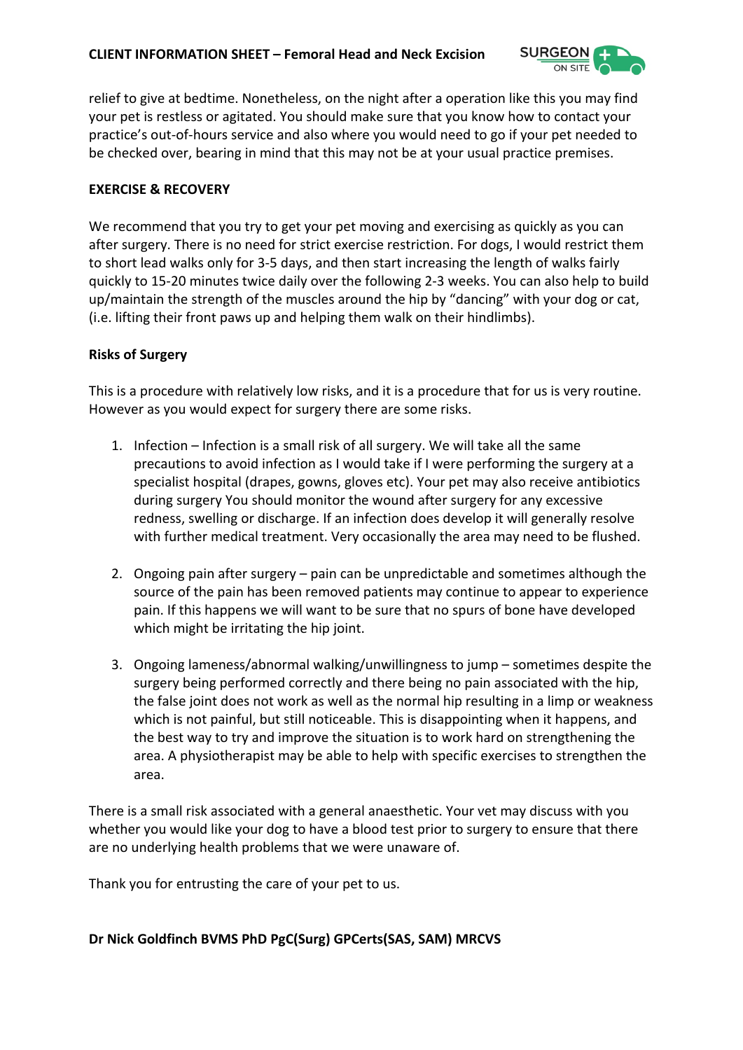relief to give at bedtime. Nonetheless, on the night after a operation like this you may find your pet is restless or agitated. You should make sure that you know how to contact your practice's out-of-hours service and also where you would need to go if your pet needed to be checked over, bearing in mind that this may not be at your usual practice premises.

## EXERCISE & RECOVERY

We recommend that you try to get your pet moving and exercising as quickly as you can after surgery. There is no need for strict exercise restriction. For dogs, I would restrict them to short lead walks only for 3-5 days, and then start increasing the length of walks fairly quickly to 15-20 minutes twice daily over the following 2-3 weeks. You can also help to build up/maintain the strength of the muscles around the hip by "dancing" with your dog or cat, (i.e. lifting their front paws up and helping them walk on their hindlimbs).

## Risks of Surgery

This is a procedure with relatively low risks, and it is a procedure that for us is very routine. However as you would expect for surgery there are some risks.

1. Infection – Infection is a small risk of all surgery. We will take all the same precautions to avoid infection as I would take if I were performing the surgery at a specialist hospital (drapes, gowns, gloves etc). Your pet may also receive antibiotics during surgery You should monitor the wound after surgery for any excessive redness, swelling or discharge. If an infection does develop it will generally resolve with further medical treatment. Very occasionally the area may need to be flushed.

2. Ongoing pain after surgery – pain can be unpredictable and sometimes although the source of the pain has been removed patients may continue to appear to experience pain. If this happens we will want to be sure that no spurs of bone have developed which might be irritating the hip joint.

3. Ongoing lameness/abnormal walking/unwillingness to jump – sometimes despite the surgery being performed correctly and there being no pain associated with the hip, the false joint does not work as well as the normal hip resulting in a limp or weakness which is not painful, but still noticeable. This is disappointing when it happens, and the best way to try and improve the situation is to work hard on strengthening the area. A physiotherapist may be able to help with specific exercises to strengthen the area.

There is a small risk associated with a general anaesthetic. Your vet may discuss with you whether you would like your dog to have a blood test prior to surgery to ensure that there are no underlying health problems that we were unaware of.

Thank you for entrusting the care of your pet to us.

**Dr Nick Goldfinch BVMS PhD PgC(Surg) GPCerts(SAS, SAM) MRCVS**